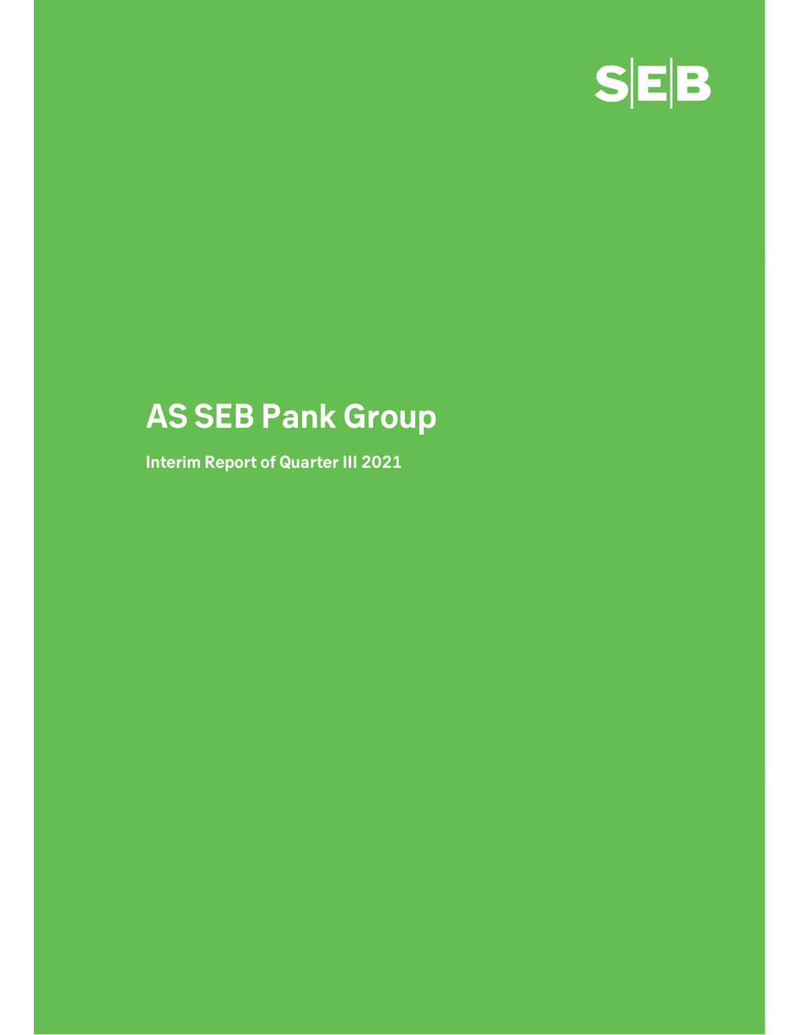SEB

# AS SEB Pank Group

**Interim Report of Quarter III 2021**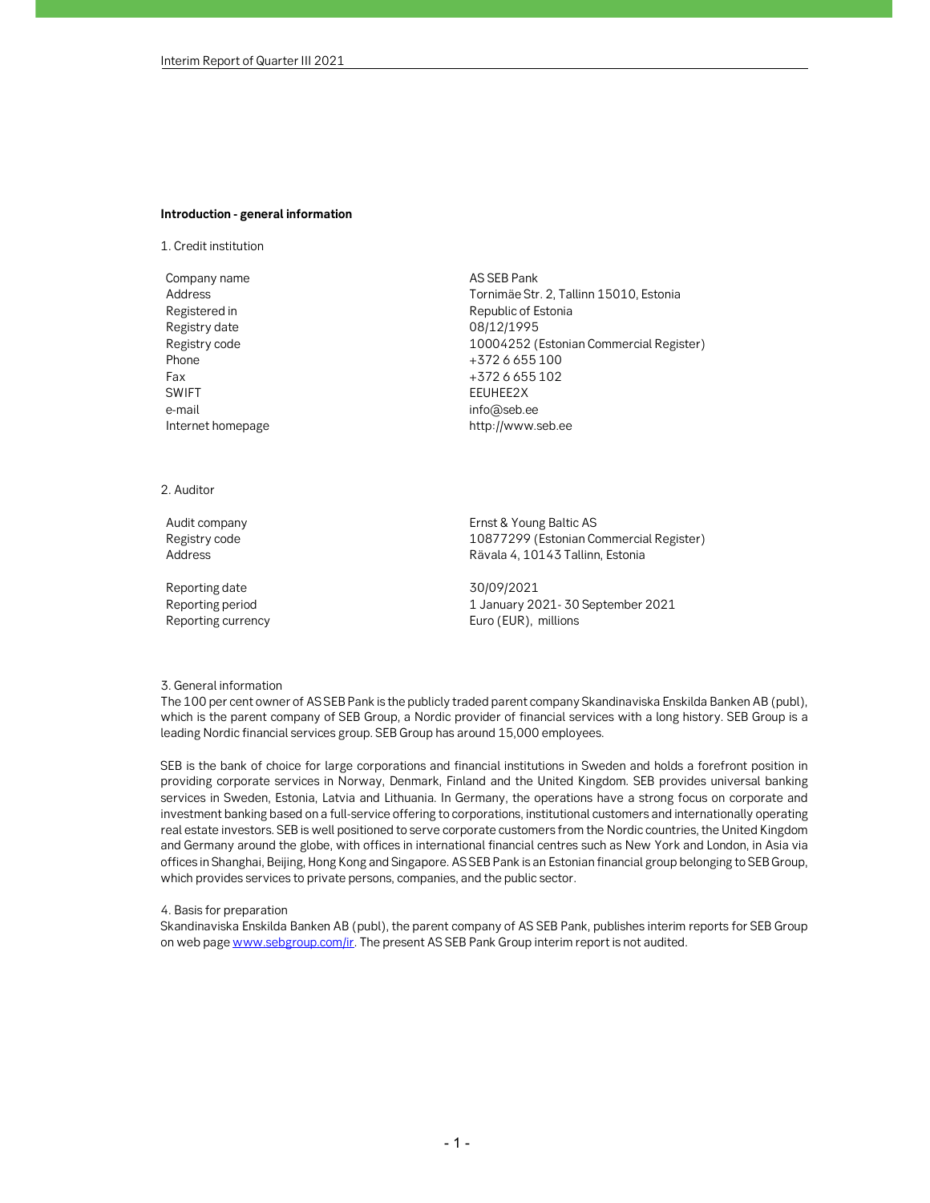**Introduction - general information**

1. Credit institution

| | |
|---|---|
| Company name | AS SEB Pank |
| Address | Tornimäe Str. 2, Tallinn 15010, Estonia |
| Registered in | Republic of Estonia |
| Registry date | 08/12/1995 |
| Registry code | 10004252 (Estonian Commercial Register) |
| Phone | +372 6 655 100 |
| Fax | +372 6 655 102 |
| SWIFT | EEUHEE2X |
| e-mail | info@seb.ee |
| Internet homepage | http://www.seb.ee |

2. Auditor

| | |
|---|---|
| Audit company | Ernst & Young Baltic AS |
| Registry code | 10877299 (Estonian Commercial Register) |
| Address | Rävala 4, 10143 Tallinn, Estonia |
| Reporting date | 30/09/2021 |
| Reporting period | 1 January 2021- 30 September 2021 |
| Reporting currency | Euro (EUR), millions |

3. General information

The 100 per cent owner of AS SEB Pank is the publicly traded parent company Skandinaviska Enskilda Banken AB (publ), which is the parent company of SEB Group, a Nordic provider of financial services with a long history. SEB Group is a leading Nordic financial services group. SEB Group has around 15,000 employees.

SEB is the bank of choice for large corporations and financial institutions in Sweden and holds a forefront position in providing corporate services in Norway, Denmark, Finland and the United Kingdom. SEB provides universal banking services in Sweden, Estonia, Latvia and Lithuania. In Germany, the operations have a strong focus on corporate and investment banking based on a full-service offering to corporations, institutional customers and internationally operating real estate investors. SEB is well positioned to serve corporate customers from the Nordic countries, the United Kingdom and Germany around the globe, with offices in international financial centres such as New York and London, in Asia via offices in Shanghai, Beijing, Hong Kong and Singapore. AS SEB Pank is an Estonian financial group belonging to SEB Group, which provides services to private persons, companies, and the public sector.

4. Basis for preparation

Skandinaviska Enskilda Banken AB (publ), the parent company of AS SEB Pank, publishes interim reports for SEB Group on web page www.sebgroup.com/ir. The present AS SEB Pank Group interim report is not audited.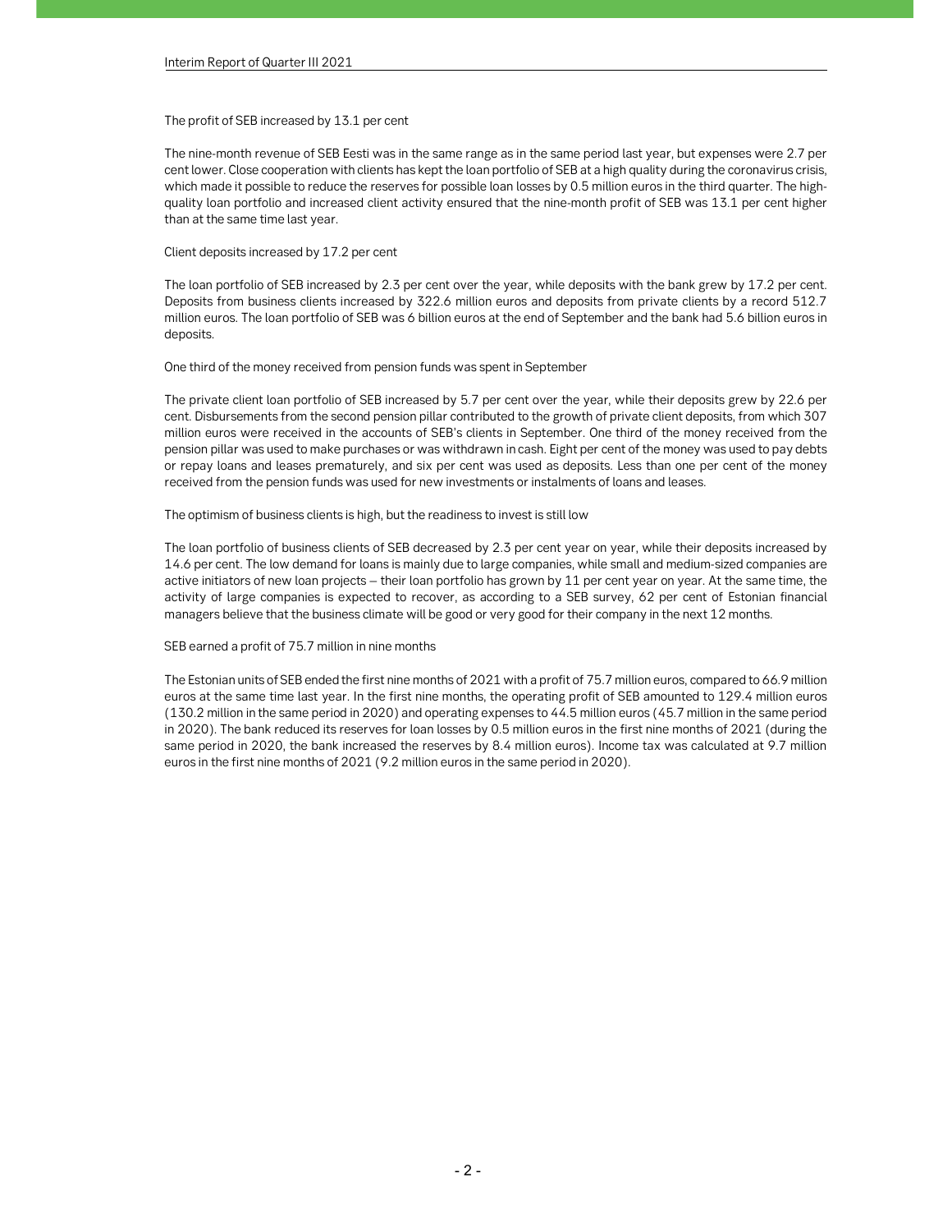The profit of SEB increased by 13.1 per cent

The nine-month revenue of SEB Eesti was in the same range as in the same period last year, but expenses were 2.7 per cent lower. Close cooperation with clients has kept the loan portfolio of SEB at a high quality during the coronavirus crisis, which made it possible to reduce the reserves for possible loan losses by 0.5 million euros in the third quarter. The high-quality loan portfolio and increased client activity ensured that the nine-month profit of SEB was 13.1 per cent higher than at the same time last year.

Client deposits increased by 17.2 per cent

The loan portfolio of SEB increased by 2.3 per cent over the year, while deposits with the bank grew by 17.2 per cent. Deposits from business clients increased by 322.6 million euros and deposits from private clients by a record 512.7 million euros. The loan portfolio of SEB was 6 billion euros at the end of September and the bank had 5.6 billion euros in deposits.

One third of the money received from pension funds was spent in September

The private client loan portfolio of SEB increased by 5.7 per cent over the year, while their deposits grew by 22.6 per cent. Disbursements from the second pension pillar contributed to the growth of private client deposits, from which 307 million euros were received in the accounts of SEB's clients in September. One third of the money received from the pension pillar was used to make purchases or was withdrawn in cash. Eight per cent of the money was used to pay debts or repay loans and leases prematurely, and six per cent was used as deposits. Less than one per cent of the money received from the pension funds was used for new investments or instalments of loans and leases.

The optimism of business clients is high, but the readiness to invest is still low

The loan portfolio of business clients of SEB decreased by 2.3 per cent year on year, while their deposits increased by 14.6 per cent. The low demand for loans is mainly due to large companies, while small and medium-sized companies are active initiators of new loan projects – their loan portfolio has grown by 11 per cent year on year. At the same time, the activity of large companies is expected to recover, as according to a SEB survey, 62 per cent of Estonian financial managers believe that the business climate will be good or very good for their company in the next 12 months.

SEB earned a profit of 75.7 million in nine months

The Estonian units of SEB ended the first nine months of 2021 with a profit of 75.7 million euros, compared to 66.9 million euros at the same time last year. In the first nine months, the operating profit of SEB amounted to 129.4 million euros (130.2 million in the same period in 2020) and operating expenses to 44.5 million euros (45.7 million in the same period in 2020). The bank reduced its reserves for loan losses by 0.5 million euros in the first nine months of 2021 (during the same period in 2020, the bank increased the reserves by 8.4 million euros). Income tax was calculated at 9.7 million euros in the first nine months of 2021 (9.2 million euros in the same period in 2020).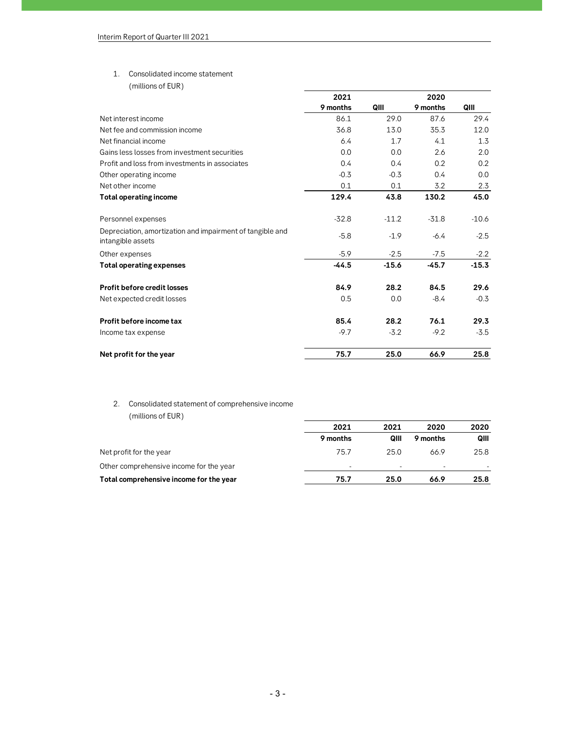1. Consolidated income statement

(millions of EUR)

| | 2021 | | 2020 | |
|---|---|---|---|---|
| | 9 months | QIII | 9 months | QIII |
| Net interest income | 86.1 | 29.0 | 87.6 | 29.4 |
| Net fee and commission income | 36.8 | 13.0 | 35.3 | 12.0 |
| Net financial income | 6.4 | 1.7 | 4.1 | 1.3 |
| Gains less losses from investment securities | 0.0 | 0.0 | 2.6 | 2.0 |
| Profit and loss from investments in associates | 0.4 | 0.4 | 0.2 | 0.2 |
| Other operating income | -0.3 | -0.3 | 0.4 | 0.0 |
| Net other income | 0.1 | 0.1 | 3.2 | 2.3 |
| **Total operating income** | **129.4** | **43.8** | **130.2** | **45.0** |
| Personnel expenses | -32.8 | -11.2 | -31.8 | -10.6 |
| Depreciation, amortization and impairment of tangible and intangible assets | -5.8 | -1.9 | -6.4 | -2.5 |
| Other expenses | -5.9 | -2.5 | -7.5 | -2.2 |
| **Total operating expenses** | **-44.5** | **-15.6** | **-45.7** | **-15.3** |
| **Profit before credit losses** | **84.9** | **28.2** | **84.5** | **29.6** |
| Net expected credit losses | 0.5 | 0.0 | -8.4 | -0.3 |
| **Profit before income tax** | **85.4** | **28.2** | **76.1** | **29.3** |
| Income tax expense | -9.7 | -3.2 | -9.2 | -3.5 |
| **Net profit for the year** | **75.7** | **25.0** | **66.9** | **25.8** |

2. Consolidated statement of comprehensive income

(millions of EUR)

| | 2021 | 2021 | 2020 | 2020 |
|---|---|---|---|---|
| | 9 months | QIII | 9 months | QIII |
| Net profit for the year | 75.7 | 25.0 | 66.9 | 25.8 |
| Other comprehensive income for the year | - | - | - | - |
| **Total comprehensive income for the year** | **75.7** | **25.0** | **66.9** | **25.8** |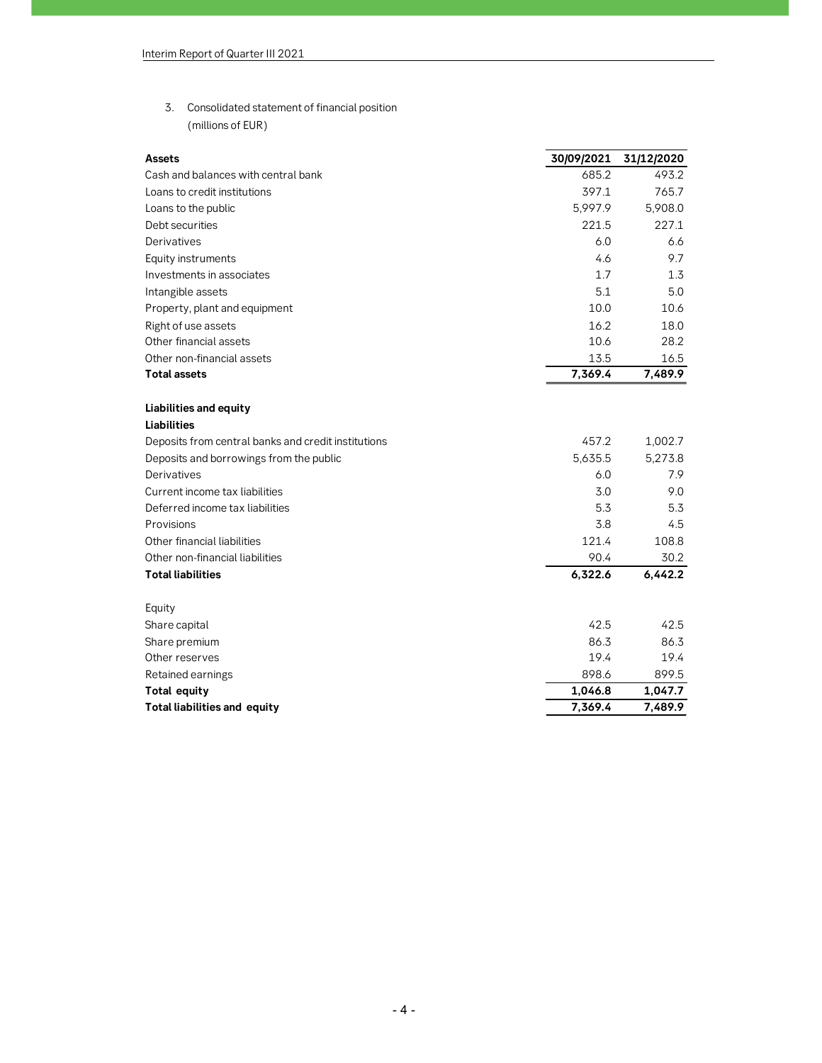3. Consolidated statement of financial position
(millions of EUR)

| **Assets** | **30/09/2021** | **31/12/2020** |
|---|---|---|
| Cash and balances with central bank | 685.2 | 493.2 |
| Loans to credit institutions | 397.1 | 765.7 |
| Loans to the public | 5,997.9 | 5,908.0 |
| Debt securities | 221.5 | 227.1 |
| Derivatives | 6.0 | 6.6 |
| Equity instruments | 4.6 | 9.7 |
| Investments in associates | 1.7 | 1.3 |
| Intangible assets | 5.1 | 5.0 |
| Property, plant and equipment | 10.0 | 10.6 |
| Right of use assets | 16.2 | 18.0 |
| Other financial assets | 10.6 | 28.2 |
| Other non-financial assets | 13.5 | 16.5 |
| **Total assets** | **7,369.4** | **7,489.9** |
| | | |
| **Liabilities and equity** | | |
| **Liabilities** | | |
| Deposits from central banks and credit institutions | 457.2 | 1,002.7 |
| Deposits and borrowings from the public | 5,635.5 | 5,273.8 |
| Derivatives | 6.0 | 7.9 |
| Current income tax liabilities | 3.0 | 9.0 |
| Deferred income tax liabilities | 5.3 | 5.3 |
| Provisions | 3.8 | 4.5 |
| Other financial liabilities | 121.4 | 108.8 |
| Other non-financial liabilities | 90.4 | 30.2 |
| **Total liabilities** | **6,322.6** | **6,442.2** |
| | | |
| Equity | | |
| Share capital | 42.5 | 42.5 |
| Share premium | 86.3 | 86.3 |
| Other reserves | 19.4 | 19.4 |
| Retained earnings | 898.6 | 899.5 |
| **Total equity** | **1,046.8** | **1,047.7** |
| **Total liabilities and equity** | **7,369.4** | **7,489.9** |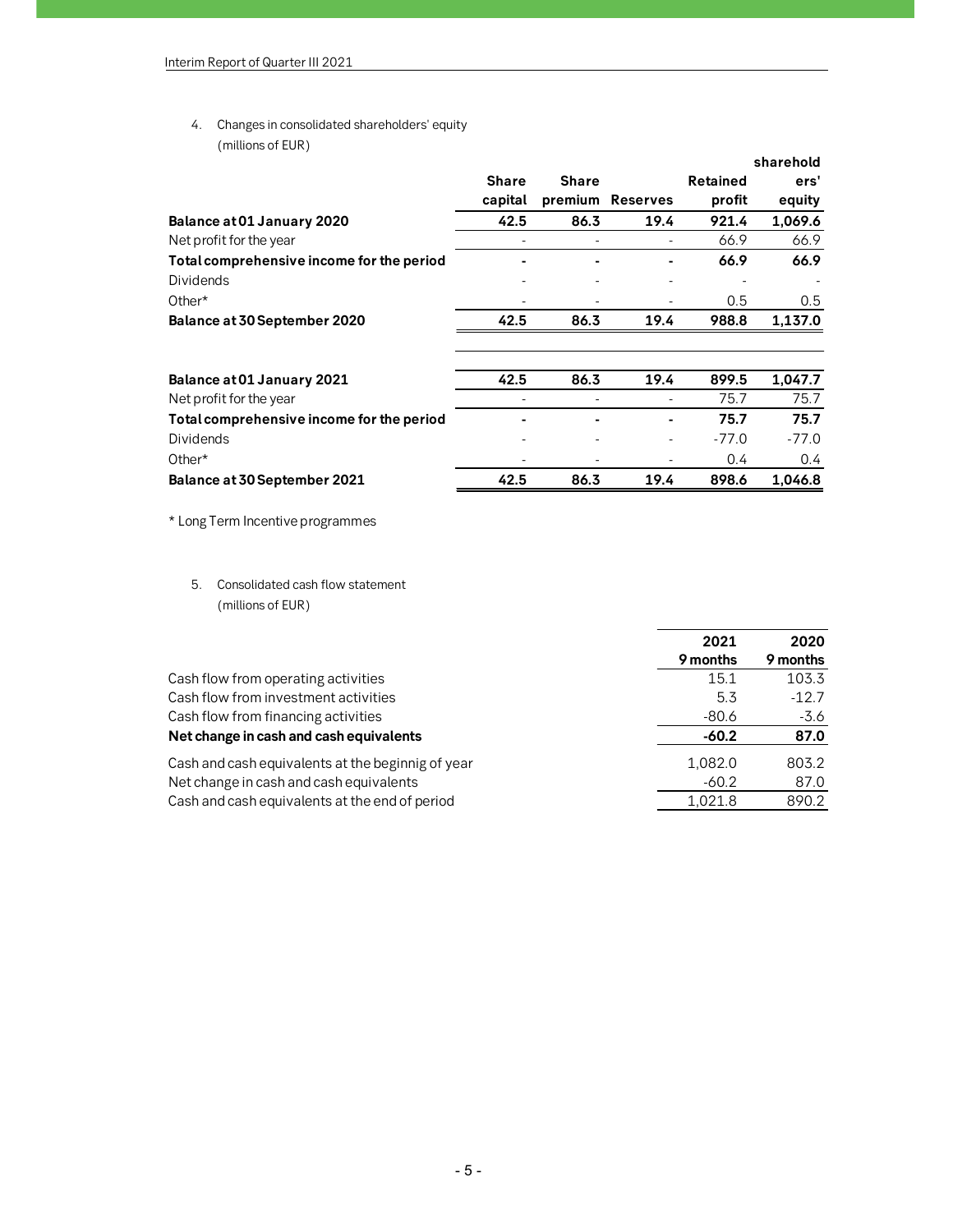4. Changes in consolidated shareholders' equity
   (millions of EUR)

| | Share capital | Share premium | Reserves | Retained profit | shareholders' equity |
|---|---|---|---|---|---|
| **Balance at 01 January 2020** | **42.5** | **86.3** | **19.4** | **921.4** | **1,069.6** |
| Net profit for the year | - | - | - | 66.9 | 66.9 |
| **Total comprehensive income for the period** | **-** | **-** | **-** | **66.9** | **66.9** |
| Dividends | - | - | - | - | - |
| Other* | - | - | - | 0.5 | 0.5 |
| **Balance at 30 September 2020** | **42.5** | **86.3** | **19.4** | **988.8** | **1,137.0** |
| | | | | | |
| **Balance at 01 January 2021** | **42.5** | **86.3** | **19.4** | **899.5** | **1,047.7** |
| Net profit for the year | - | - | - | 75.7 | 75.7 |
| **Total comprehensive income for the period** | **-** | **-** | **-** | **75.7** | **75.7** |
| Dividends | - | - | - | -77.0 | -77.0 |
| Other* | - | - | - | 0.4 | 0.4 |
| **Balance at 30 September 2021** | **42.5** | **86.3** | **19.4** | **898.6** | **1,046.8** |

* Long Term Incentive programmes

5. Consolidated cash flow statement
   (millions of EUR)

| | 2021 9 months | 2020 9 months |
|---|---|---|
| Cash flow from operating activities | 15.1 | 103.3 |
| Cash flow from investment activities | 5.3 | -12.7 |
| Cash flow from financing activities | -80.6 | -3.6 |
| **Net change in cash and cash equivalents** | **-60.2** | **87.0** |
| Cash and cash equivalents at the beginnig of year | 1,082.0 | 803.2 |
| Net change in cash and cash equivalents | -60.2 | 87.0 |
| Cash and cash equivalents at the end of period | 1,021.8 | 890.2 |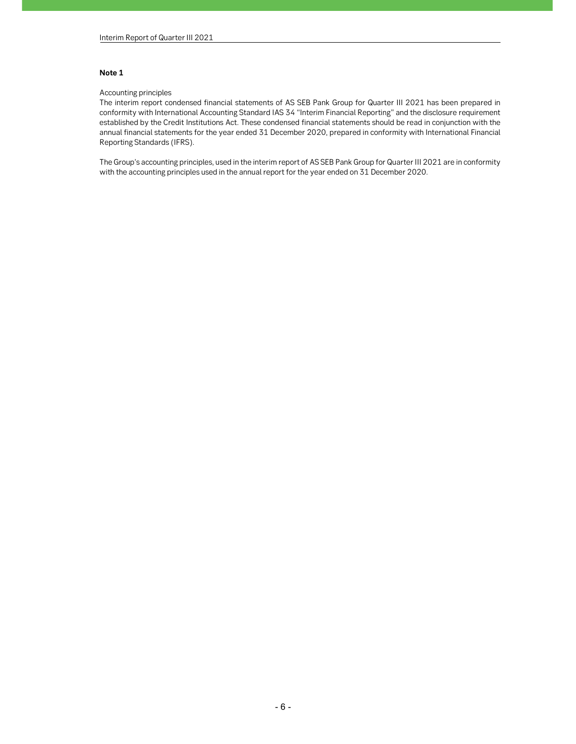**Note 1**

Accounting principles

The interim report condensed financial statements of AS SEB Pank Group for Quarter III 2021 has been prepared in conformity with International Accounting Standard IAS 34 "Interim Financial Reporting" and the disclosure requirement established by the Credit Institutions Act. These condensed financial statements should be read in conjunction with the annual financial statements for the year ended 31 December 2020, prepared in conformity with International Financial Reporting Standards (IFRS).

The Group's accounting principles, used in the interim report of AS SEB Pank Group for Quarter III 2021 are in conformity with the accounting principles used in the annual report for the year ended on 31 December 2020.